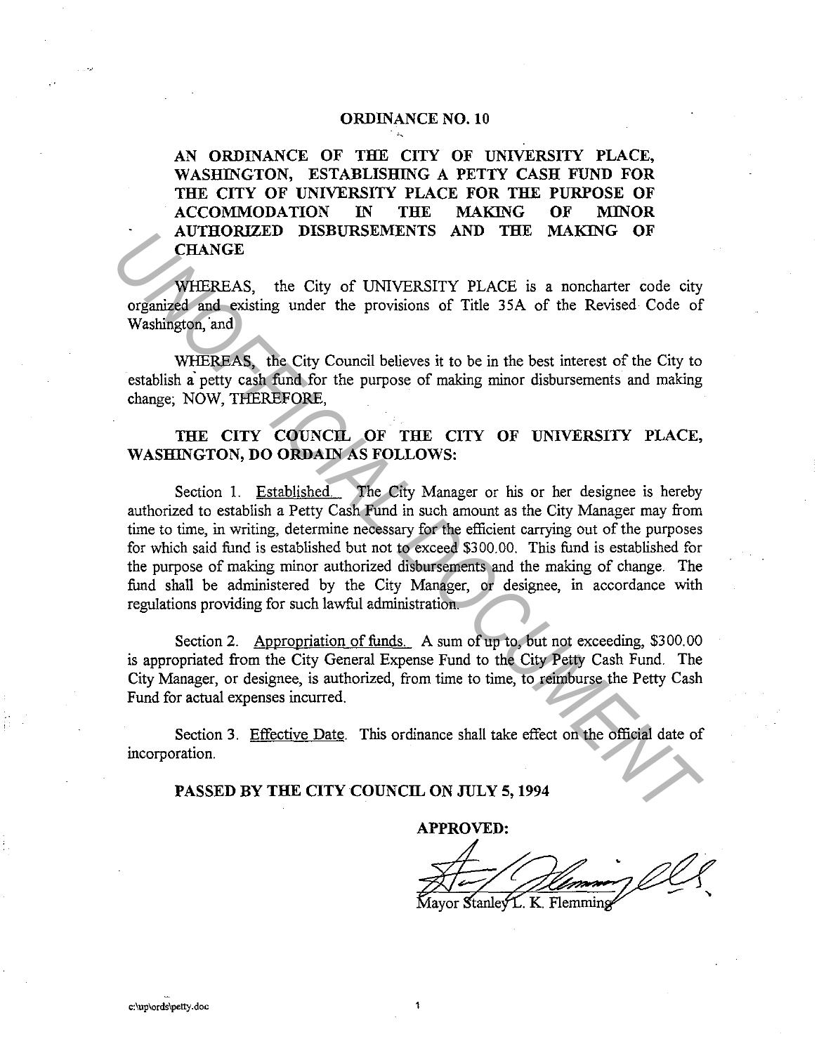# ORDINANCE NO. 10

**AN ORDINANCE OF THE CITY OF UNIVERSITY PLACE, WASHINGTON, ESTABLISHING A PETTY CASH FUND FOR THE CITY OF UNIVERSITY PLACE FOR THE PURPOSE OF ACCOMMODATION IN THE MAKING OF MINOR AUTHORIZED DISBURSEMENTS AND THE MAKING OF CHANGE**

WHEREAS, the City of UNIVERSITY PLACE is a noncharter code city organized and existing under the provisions of Title 35A of the Revised Code of Washington, and

WHEREAS, the City Council believes it to be in the best interest of the City to establish a petty cash fund for the purpose of making minor disbursements and making change; NOW, THEREFORE,

**THE CITY COUNCIL OF THE CITY OF UNIVERSITY PLACE, WASHINGTON, DO ORDAIN AS FOLLOWS:**

Section 1. Established. The City Manager or his or her designee is hereby authorized to establish a Petty Cash Fund in such amount as the City Manager may from time to time, in writing, determine necessary for the efficient carrying out of the purposes for which said fund is established but not to exceed $300.00. This fund is established for the purpose of making minor authorized disbursements and the making of change. The fund shall be administered by the City Manager, or designee, in accordance with regulations providing for such lawful administration.

Section 2. Appropriation of funds. A sum of up to, but not exceeding, $300.00 is appropriated from the City General Expense Fund to the City Petty Cash Fund. The City Manager, or designee, is authorized, from time to time, to reimburse the Petty Cash Fund for actual expenses incurred.

Section 3. Effective Date. This ordinance shall take effect on the official date of incorporation.

**PASSED BY THE CITY COUNCIL ON JULY 5, 1994**

**APPROVED:**

Mayor Stanley L. K. Flemming

c:\up\ords\petty.doc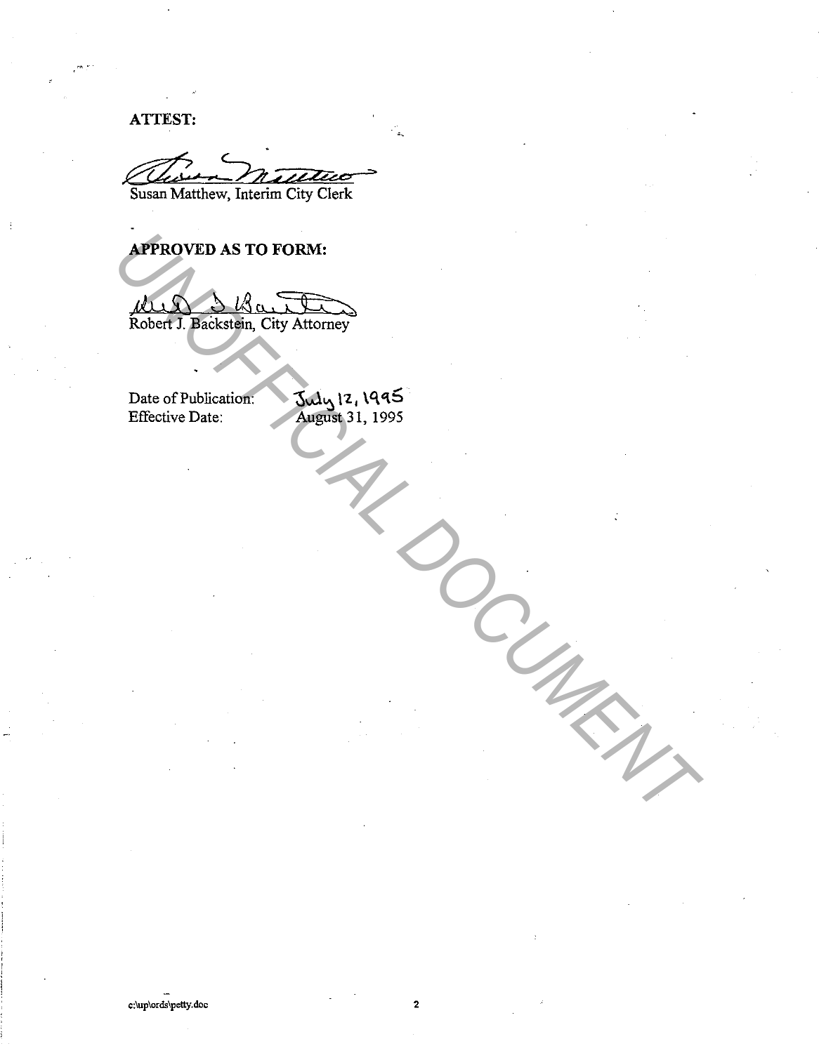**ATTEST:**

Susan Matthew, Interim City Clerk

**APPROVED AS TO FORM:**

Robert J. Backstein, City Attorney

Date of Publication: July 12, 1995
Effective Date: August 31, 1995

c:\up\ords\petty.doc